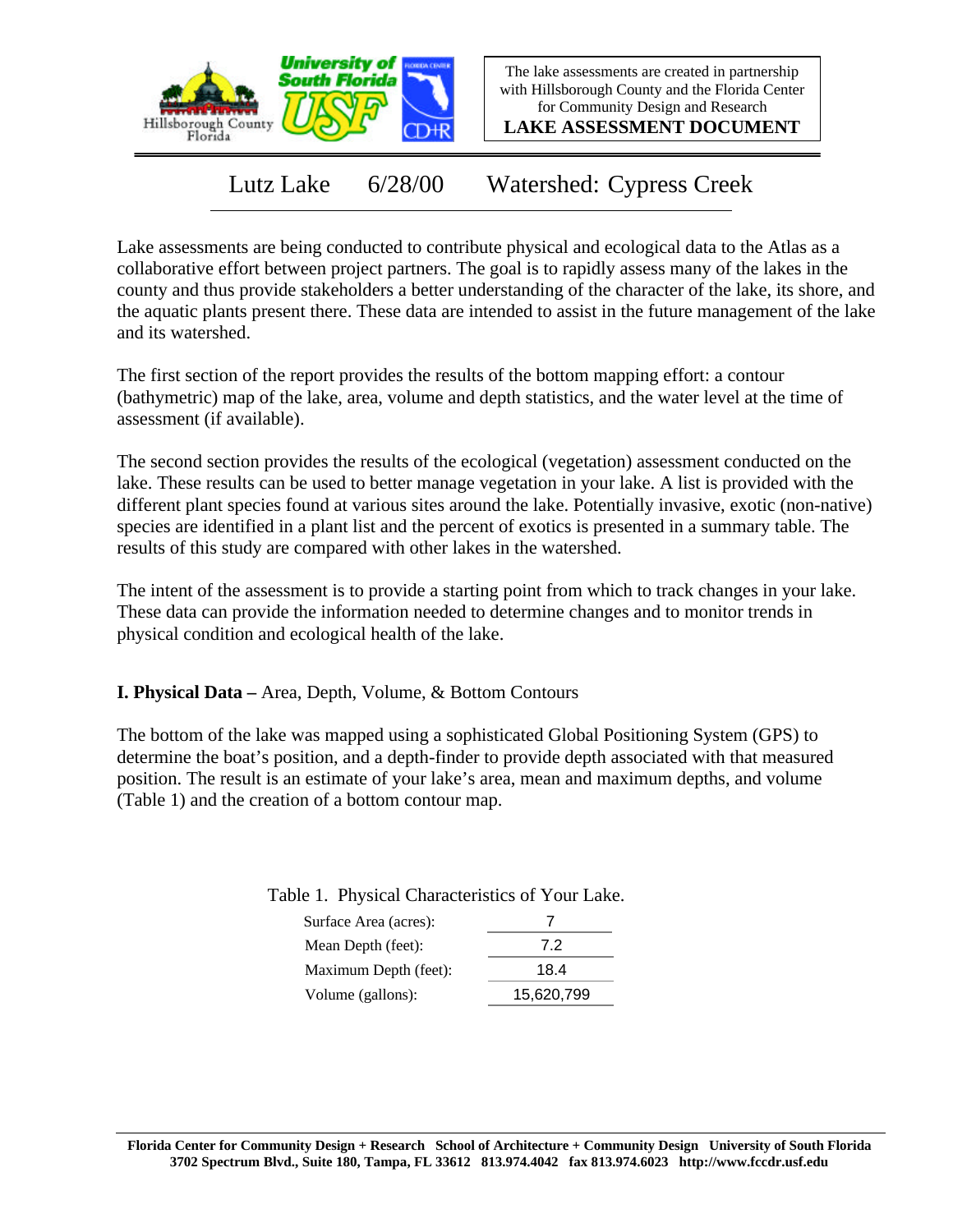The lake assessments are created in partnership with Hillsborough County and the Florida Center for Community Design and Research

**LAKE ASSESSMENT DOCUMENT**

# Lutz Lake 6/28/00 Watershed: Cypress Creek

Lake assessments are being conducted to contribute physical and ecological data to the Atlas as a collaborative effort between project partners. The goal is to rapidly assess many of the lakes in the county and thus provide stakeholders a better understanding of the character of the lake, its shore, and the aquatic plants present there. These data are intended to assist in the future management of the lake and its watershed.

The first section of the report provides the results of the bottom mapping effort: a contour (bathymetric) map of the lake, area, volume and depth statistics, and the water level at the time of assessment (if available).

The second section provides the results of the ecological (vegetation) assessment conducted on the lake. These results can be used to better manage vegetation in your lake. A list is provided with the different plant species found at various sites around the lake. Potentially invasive, exotic (non-native) species are identified in a plant list and the percent of exotics is presented in a summary table. The results of this study are compared with other lakes in the watershed.

The intent of the assessment is to provide a starting point from which to track changes in your lake. These data can provide the information needed to determine changes and to monitor trends in physical condition and ecological health of the lake.

## I. Physical Data – Area, Depth, Volume, & Bottom Contours

The bottom of the lake was mapped using a sophisticated Global Positioning System (GPS) to determine the boat's position, and a depth-finder to provide depth associated with that measured position. The result is an estimate of your lake's area, mean and maximum depths, and volume (Table 1) and the creation of a bottom contour map.

Table 1. Physical Characteristics of Your Lake.

| | |
|---|---|
| Surface Area (acres): | 7 |
| Mean Depth (feet): | 7.2 |
| Maximum Depth (feet): | 18.4 |
| Volume (gallons): | 15,620,799 |

**Florida Center for Community Design + Research School of Architecture + Community Design University of South Florida**
**3702 Spectrum Blvd., Suite 180, Tampa, FL 33612 813.974.4042 fax 813.974.6023 http://www.fccdr.usf.edu**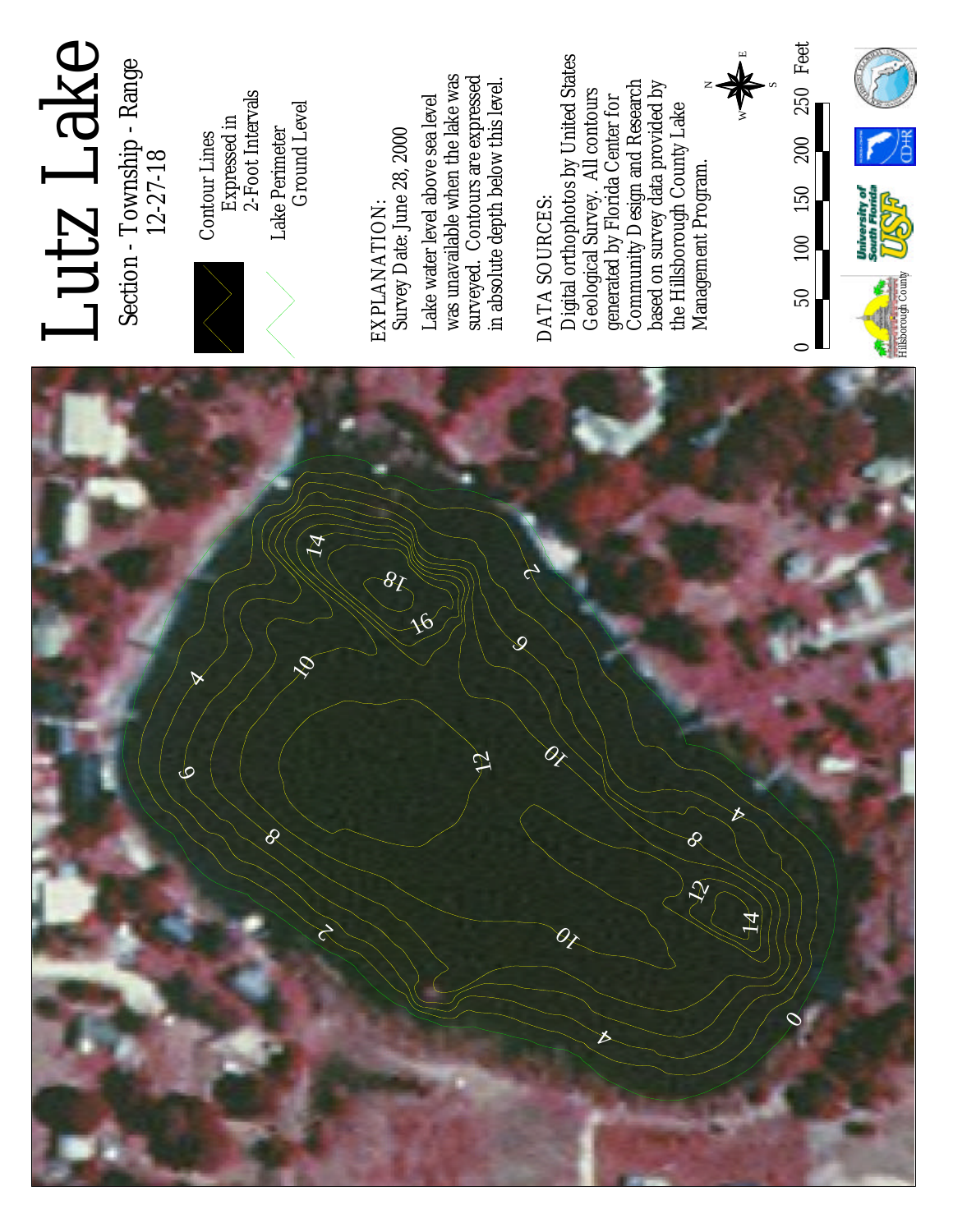# Lutz Lake

Section - Township - Range
12-27-18

Contour Lines
Expressed in
2-Foot Intervals

Lake Perimeter
Ground Level

EXPLANATION:
Survey Date: June 28, 2000

Lake water level above sea level was unavailable when the lake was surveyed. Contours are expressed in absolute depth below this level.

DATA SOURCES:
Digital orthophotos by United States Geological Survey. All contours generated by Florida Center for Community Design and Research based on survey data provided by the Hillsborough County Lake Management Program.

0 50 100 150 200 250 Feet

Hillsborough County

University of South Florida USF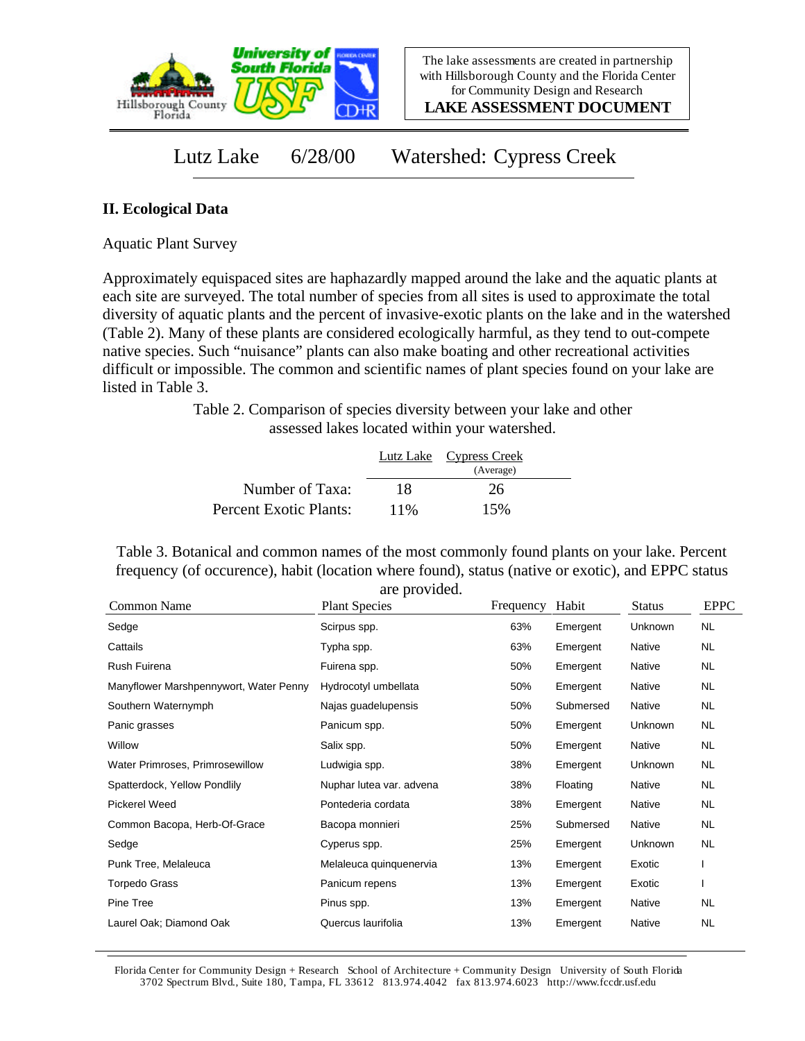The lake assessments are created in partnership with Hillsborough County and the Florida Center for Community Design and Research

**LAKE ASSESSMENT DOCUMENT**

# Lutz Lake 6/28/00 Watershed: Cypress Creek

## II. Ecological Data

Aquatic Plant Survey

Approximately equispaced sites are haphazardly mapped around the lake and the aquatic plants at each site are surveyed. The total number of species from all sites is used to approximate the total diversity of aquatic plants and the percent of invasive-exotic plants on the lake and in the watershed (Table 2). Many of these plants are considered ecologically harmful, as they tend to out-compete native species. Such "nuisance" plants can also make boating and other recreational activities difficult or impossible. The common and scientific names of plant species found on your lake are listed in Table 3.

Table 2. Comparison of species diversity between your lake and other assessed lakes located within your watershed.

| | Lutz Lake | Cypress Creek (Average) |
|---|---|---|
| Number of Taxa: | 18 | 26 |
| Percent Exotic Plants: | 11% | 15% |

Table 3. Botanical and common names of the most commonly found plants on your lake. Percent frequency (of occurence), habit (location where found), status (native or exotic), and EPPC status are provided.

| Common Name | Plant Species | Frequency | Habit | Status | EPPC |
|---|---|---|---|---|---|
| Sedge | Scirpus spp. | 63% | Emergent | Unknown | NL |
| Cattails | Typha spp. | 63% | Emergent | Native | NL |
| Rush Fuirena | Fuirena spp. | 50% | Emergent | Native | NL |
| Manyflower Marshpennywort, Water Penny | Hydrocotyl umbellata | 50% | Emergent | Native | NL |
| Southern Waternymph | Najas guadelupensis | 50% | Submersed | Native | NL |
| Panic grasses | Panicum spp. | 50% | Emergent | Unknown | NL |
| Willow | Salix spp. | 50% | Emergent | Native | NL |
| Water Primroses, Primrosewillow | Ludwigia spp. | 38% | Emergent | Unknown | NL |
| Spatterdock, Yellow Pondlily | Nuphar lutea var. advena | 38% | Floating | Native | NL |
| Pickerel Weed | Pontederia cordata | 38% | Emergent | Native | NL |
| Common Bacopa, Herb-Of-Grace | Bacopa monnieri | 25% | Submersed | Native | NL |
| Sedge | Cyperus spp. | 25% | Emergent | Unknown | NL |
| Punk Tree, Melaleuca | Melaleuca quinquenervia | 13% | Emergent | Exotic | I |
| Torpedo Grass | Panicum repens | 13% | Emergent | Exotic | I |
| Pine Tree | Pinus spp. | 13% | Emergent | Native | NL |
| Laurel Oak; Diamond Oak | Quercus laurifolia | 13% | Emergent | Native | NL |

Florida Center for Community Design + Research School of Architecture + Community Design University of South Florida
3702 Spectrum Blvd., Suite 180, Tampa, FL 33612 813.974.4042 fax 813.974.6023 http://www.fccdr.usf.edu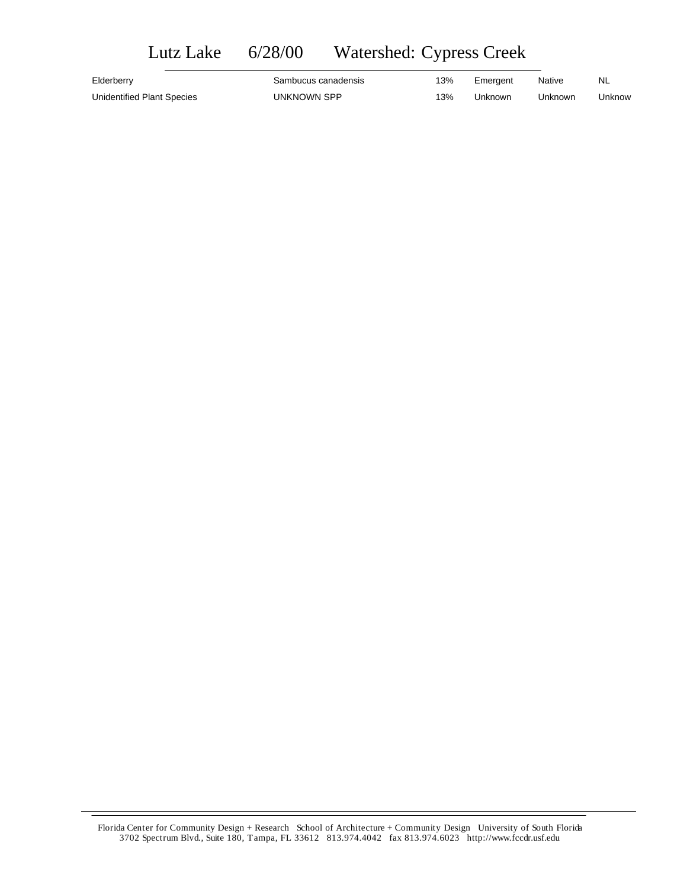# Lutz Lake 6/28/00 Watershed: Cypress Creek

| | | | | | |
|---|---|---|---|---|---|
| Elderberry | Sambucus canadensis | 13% | Emergent | Native | NL |
| Unidentified Plant Species | UNKNOWN SPP | 13% | Unknown | Unknown | Unknow |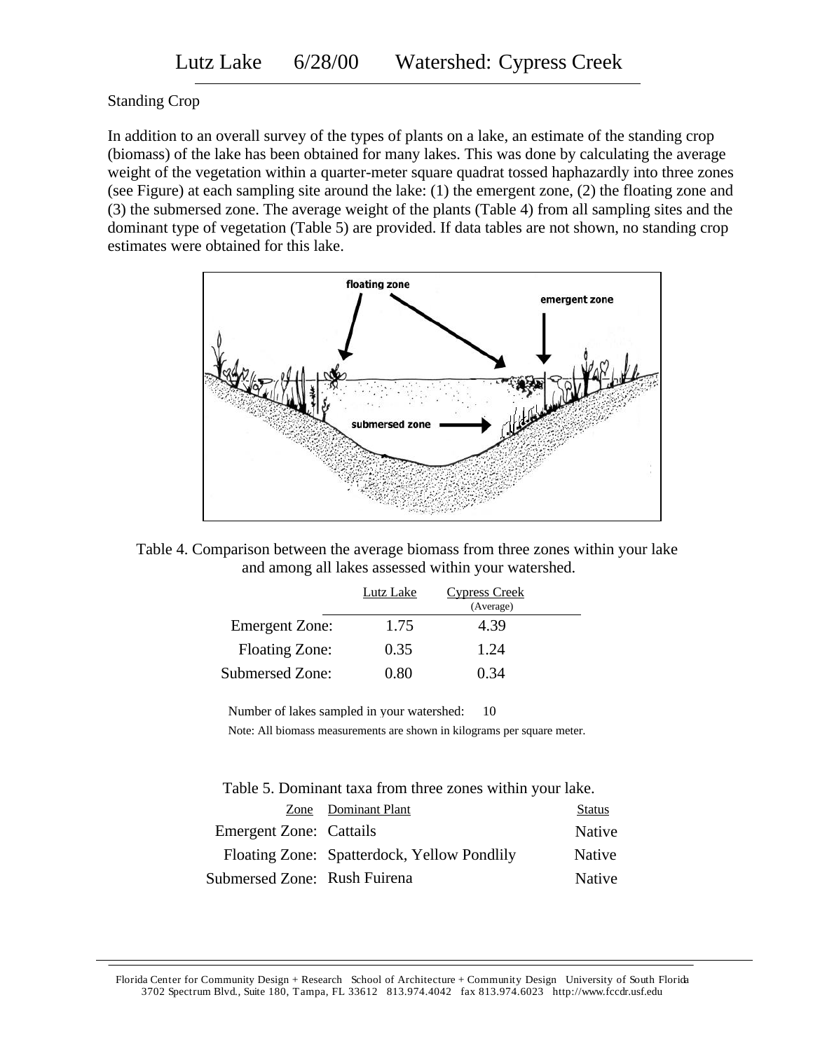# Lutz Lake 6/28/00 Watershed: Cypress Creek

Standing Crop

In addition to an overall survey of the types of plants on a lake, an estimate of the standing crop (biomass) of the lake has been obtained for many lakes. This was done by calculating the average weight of the vegetation within a quarter-meter square quadrat tossed haphazardly into three zones (see Figure) at each sampling site around the lake: (1) the emergent zone, (2) the floating zone and (3) the submersed zone. The average weight of the plants (Table 4) from all sampling sites and the dominant type of vegetation (Table 5) are provided. If data tables are not shown, no standing crop estimates were obtained for this lake.

floating zone

emergent zone

submersed zone

Table 4. Comparison between the average biomass from three zones within your lake and among all lakes assessed within your watershed.

| | Lutz Lake | Cypress Creek (Average) |
|---|---|---|
| Emergent Zone: | 1.75 | 4.39 |
| Floating Zone: | 0.35 | 1.24 |
| Submersed Zone: | 0.80 | 0.34 |

Number of lakes sampled in your watershed: 10

Note: All biomass measurements are shown in kilograms per square meter.

Table 5. Dominant taxa from three zones within your lake.

| Zone | Dominant Plant | Status |
|---|---|---|
| Emergent Zone: | Cattails | Native |
| Floating Zone: | Spatterdock, Yellow Pondlily | Native |
| Submersed Zone: | Rush Fuirena | Native |

Florida Center for Community Design + Research School of Architecture + Community Design University of South Florida
3702 Spectrum Blvd., Suite 180, Tampa, FL 33612 813.974.4042 fax 813.974.6023 http://www.fccdr.usf.edu